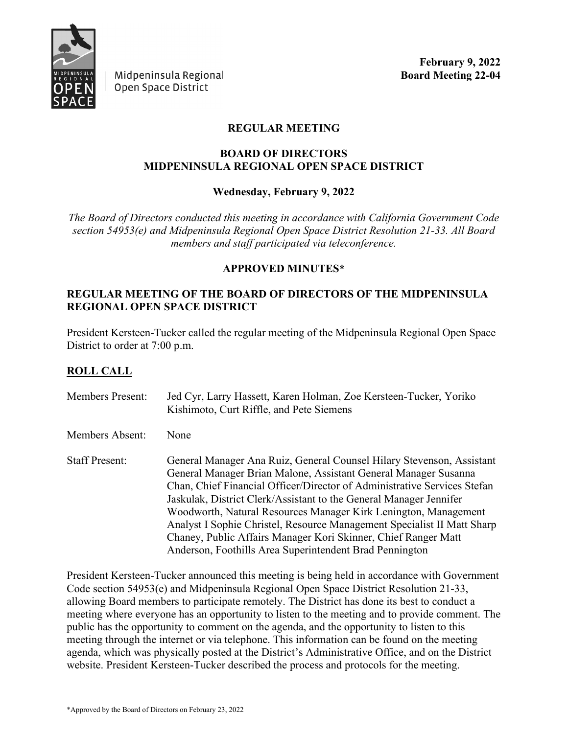Midpeninsula Regional Open Space District

**February 9, 2022**
**Board Meeting 22-04**

## REGULAR MEETING

## BOARD OF DIRECTORS
## MIDPENINSULA REGIONAL OPEN SPACE DISTRICT

**Wednesday, February 9, 2022**

*The Board of Directors conducted this meeting in accordance with California Government Code section 54953(e) and Midpeninsula Regional Open Space District Resolution 21-33. All Board members and staff participated via teleconference.*

## APPROVED MINUTES*

### REGULAR MEETING OF THE BOARD OF DIRECTORS OF THE MIDPENINSULA REGIONAL OPEN SPACE DISTRICT

President Kersteen-Tucker called the regular meeting of the Midpeninsula Regional Open Space District to order at 7:00 p.m.

### ROLL CALL

Members Present: Jed Cyr, Larry Hassett, Karen Holman, Zoe Kersteen-Tucker, Yoriko Kishimoto, Curt Riffle, and Pete Siemens

Members Absent: None

Staff Present: General Manager Ana Ruiz, General Counsel Hilary Stevenson, Assistant General Manager Brian Malone, Assistant General Manager Susanna Chan, Chief Financial Officer/Director of Administrative Services Stefan Jaskulak, District Clerk/Assistant to the General Manager Jennifer Woodworth, Natural Resources Manager Kirk Lenington, Management Analyst I Sophie Christel, Resource Management Specialist II Matt Sharp Chaney, Public Affairs Manager Kori Skinner, Chief Ranger Matt Anderson, Foothills Area Superintendent Brad Pennington

President Kersteen-Tucker announced this meeting is being held in accordance with Government Code section 54953(e) and Midpeninsula Regional Open Space District Resolution 21-33, allowing Board members to participate remotely. The District has done its best to conduct a meeting where everyone has an opportunity to listen to the meeting and to provide comment. The public has the opportunity to comment on the agenda, and the opportunity to listen to this meeting through the internet or via telephone. This information can be found on the meeting agenda, which was physically posted at the District's Administrative Office, and on the District website. President Kersteen-Tucker described the process and protocols for the meeting.

*Approved by the Board of Directors on February 23, 2022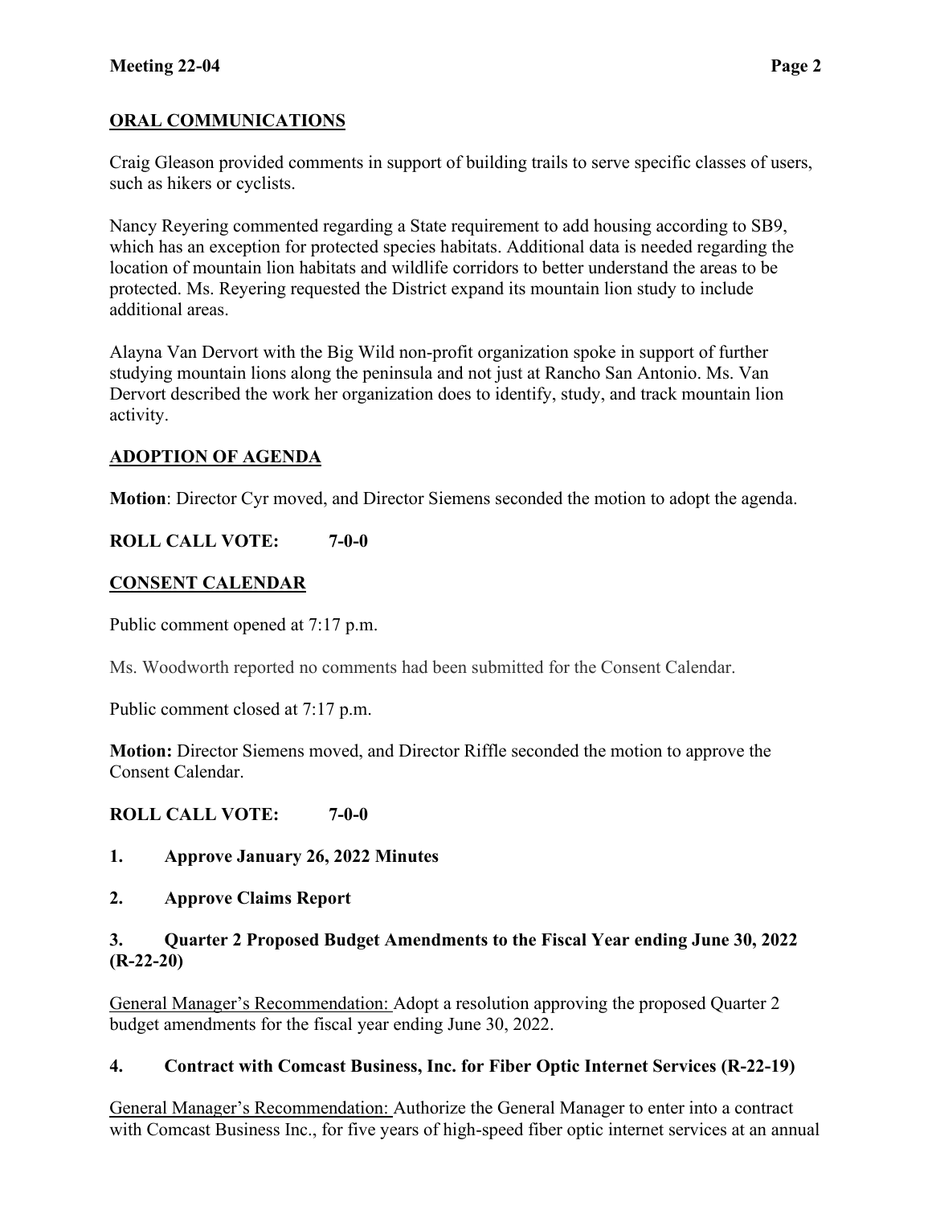## ORAL COMMUNICATIONS

Craig Gleason provided comments in support of building trails to serve specific classes of users, such as hikers or cyclists.

Nancy Reyering commented regarding a State requirement to add housing according to SB9, which has an exception for protected species habitats. Additional data is needed regarding the location of mountain lion habitats and wildlife corridors to better understand the areas to be protected. Ms. Reyering requested the District expand its mountain lion study to include additional areas.

Alayna Van Dervort with the Big Wild non-profit organization spoke in support of further studying mountain lions along the peninsula and not just at Rancho San Antonio. Ms. Van Dervort described the work her organization does to identify, study, and track mountain lion activity.

## ADOPTION OF AGENDA

**Motion**: Director Cyr moved, and Director Siemens seconded the motion to adopt the agenda.

**ROLL CALL VOTE: 7-0-0**

## CONSENT CALENDAR

Public comment opened at 7:17 p.m.

Ms. Woodworth reported no comments had been submitted for the Consent Calendar.

Public comment closed at 7:17 p.m.

**Motion:** Director Siemens moved, and Director Riffle seconded the motion to approve the Consent Calendar.

**ROLL CALL VOTE: 7-0-0**

**1. Approve January 26, 2022 Minutes**

**2. Approve Claims Report**

**3. Quarter 2 Proposed Budget Amendments to the Fiscal Year ending June 30, 2022 (R-22-20)**

General Manager's Recommendation: Adopt a resolution approving the proposed Quarter 2 budget amendments for the fiscal year ending June 30, 2022.

**4. Contract with Comcast Business, Inc. for Fiber Optic Internet Services (R-22-19)**

General Manager's Recommendation: Authorize the General Manager to enter into a contract with Comcast Business Inc., for five years of high-speed fiber optic internet services at an annual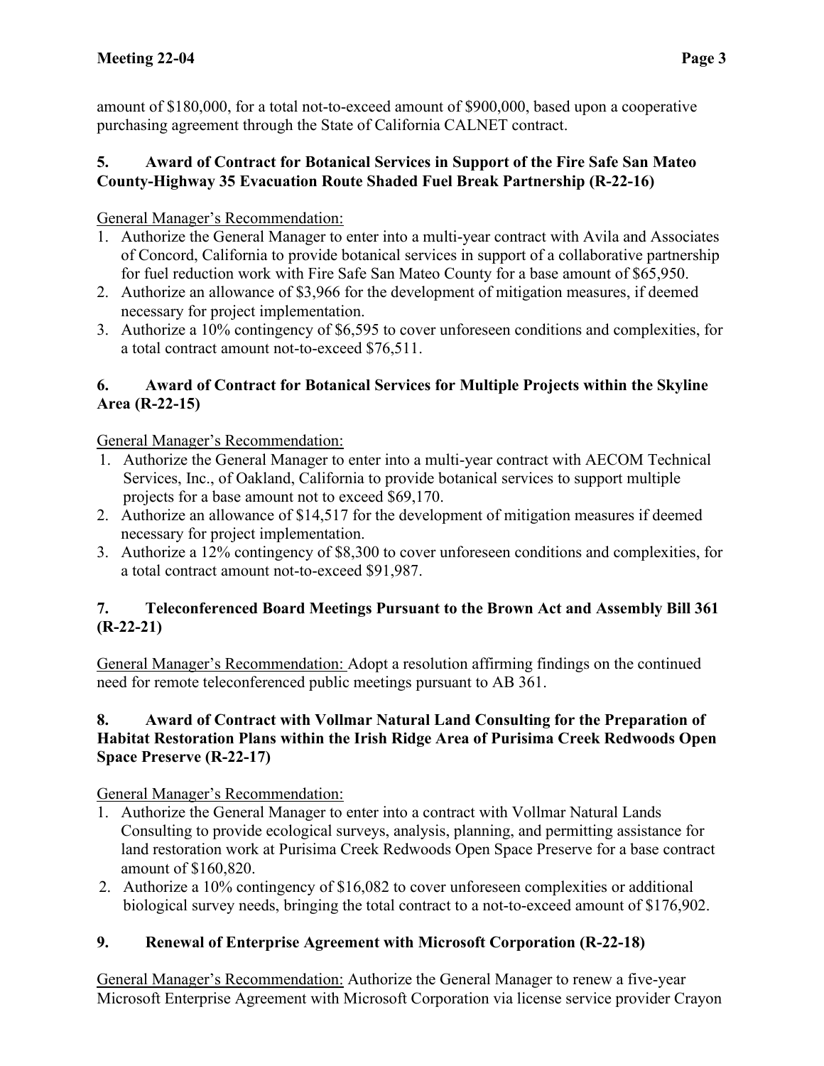amount of $180,000, for a total not-to-exceed amount of $900,000, based upon a cooperative purchasing agreement through the State of California CALNET contract.

**5. Award of Contract for Botanical Services in Support of the Fire Safe San Mateo County-Highway 35 Evacuation Route Shaded Fuel Break Partnership (R-22-16)**

General Manager's Recommendation:

1. Authorize the General Manager to enter into a multi-year contract with Avila and Associates of Concord, California to provide botanical services in support of a collaborative partnership for fuel reduction work with Fire Safe San Mateo County for a base amount of $65,950.
2. Authorize an allowance of $3,966 for the development of mitigation measures, if deemed necessary for project implementation.
3. Authorize a 10% contingency of $6,595 to cover unforeseen conditions and complexities, for a total contract amount not-to-exceed $76,511.

**6. Award of Contract for Botanical Services for Multiple Projects within the Skyline Area (R-22-15)**

General Manager's Recommendation:

1. Authorize the General Manager to enter into a multi-year contract with AECOM Technical Services, Inc., of Oakland, California to provide botanical services to support multiple projects for a base amount not to exceed $69,170.
2. Authorize an allowance of $14,517 for the development of mitigation measures if deemed necessary for project implementation.
3. Authorize a 12% contingency of $8,300 to cover unforeseen conditions and complexities, for a total contract amount not-to-exceed $91,987.

**7. Teleconferenced Board Meetings Pursuant to the Brown Act and Assembly Bill 361 (R-22-21)**

General Manager's Recommendation: Adopt a resolution affirming findings on the continued need for remote teleconferenced public meetings pursuant to AB 361.

**8. Award of Contract with Vollmar Natural Land Consulting for the Preparation of Habitat Restoration Plans within the Irish Ridge Area of Purisima Creek Redwoods Open Space Preserve (R-22-17)**

General Manager's Recommendation:

1. Authorize the General Manager to enter into a contract with Vollmar Natural Lands Consulting to provide ecological surveys, analysis, planning, and permitting assistance for land restoration work at Purisima Creek Redwoods Open Space Preserve for a base contract amount of $160,820.
2. Authorize a 10% contingency of $16,082 to cover unforeseen complexities or additional biological survey needs, bringing the total contract to a not-to-exceed amount of $176,902.

**9. Renewal of Enterprise Agreement with Microsoft Corporation (R-22-18)**

General Manager's Recommendation: Authorize the General Manager to renew a five-year Microsoft Enterprise Agreement with Microsoft Corporation via license service provider Crayon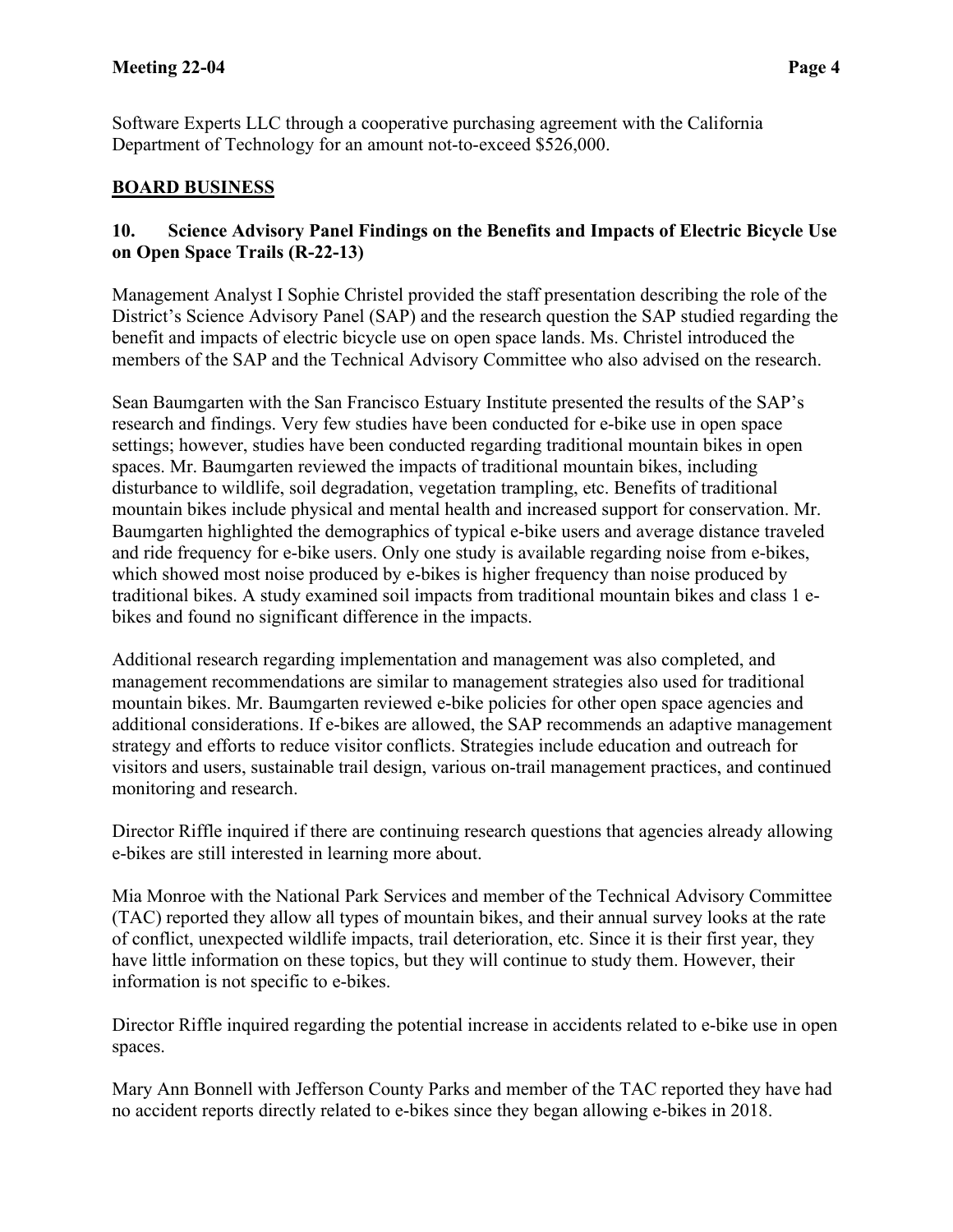Software Experts LLC through a cooperative purchasing agreement with the California Department of Technology for an amount not-to-exceed $526,000.

## BOARD BUSINESS

### 10. Science Advisory Panel Findings on the Benefits and Impacts of Electric Bicycle Use on Open Space Trails (R-22-13)

Management Analyst I Sophie Christel provided the staff presentation describing the role of the District's Science Advisory Panel (SAP) and the research question the SAP studied regarding the benefit and impacts of electric bicycle use on open space lands. Ms. Christel introduced the members of the SAP and the Technical Advisory Committee who also advised on the research.

Sean Baumgarten with the San Francisco Estuary Institute presented the results of the SAP's research and findings. Very few studies have been conducted for e-bike use in open space settings; however, studies have been conducted regarding traditional mountain bikes in open spaces. Mr. Baumgarten reviewed the impacts of traditional mountain bikes, including disturbance to wildlife, soil degradation, vegetation trampling, etc. Benefits of traditional mountain bikes include physical and mental health and increased support for conservation. Mr. Baumgarten highlighted the demographics of typical e-bike users and average distance traveled and ride frequency for e-bike users. Only one study is available regarding noise from e-bikes, which showed most noise produced by e-bikes is higher frequency than noise produced by traditional bikes. A study examined soil impacts from traditional mountain bikes and class 1 e-bikes and found no significant difference in the impacts.

Additional research regarding implementation and management was also completed, and management recommendations are similar to management strategies also used for traditional mountain bikes. Mr. Baumgarten reviewed e-bike policies for other open space agencies and additional considerations. If e-bikes are allowed, the SAP recommends an adaptive management strategy and efforts to reduce visitor conflicts. Strategies include education and outreach for visitors and users, sustainable trail design, various on-trail management practices, and continued monitoring and research.

Director Riffle inquired if there are continuing research questions that agencies already allowing e-bikes are still interested in learning more about.

Mia Monroe with the National Park Services and member of the Technical Advisory Committee (TAC) reported they allow all types of mountain bikes, and their annual survey looks at the rate of conflict, unexpected wildlife impacts, trail deterioration, etc. Since it is their first year, they have little information on these topics, but they will continue to study them. However, their information is not specific to e-bikes.

Director Riffle inquired regarding the potential increase in accidents related to e-bike use in open spaces.

Mary Ann Bonnell with Jefferson County Parks and member of the TAC reported they have had no accident reports directly related to e-bikes since they began allowing e-bikes in 2018.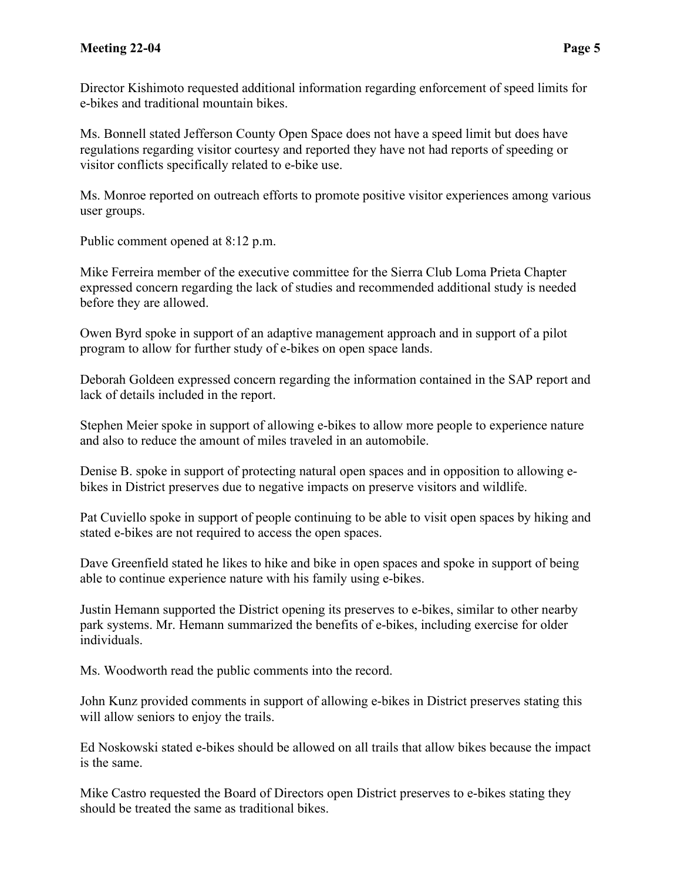Director Kishimoto requested additional information regarding enforcement of speed limits for e-bikes and traditional mountain bikes.

Ms. Bonnell stated Jefferson County Open Space does not have a speed limit but does have regulations regarding visitor courtesy and reported they have not had reports of speeding or visitor conflicts specifically related to e-bike use.

Ms. Monroe reported on outreach efforts to promote positive visitor experiences among various user groups.

Public comment opened at 8:12 p.m.

Mike Ferreira member of the executive committee for the Sierra Club Loma Prieta Chapter expressed concern regarding the lack of studies and recommended additional study is needed before they are allowed.

Owen Byrd spoke in support of an adaptive management approach and in support of a pilot program to allow for further study of e-bikes on open space lands.

Deborah Goldeen expressed concern regarding the information contained in the SAP report and lack of details included in the report.

Stephen Meier spoke in support of allowing e-bikes to allow more people to experience nature and also to reduce the amount of miles traveled in an automobile.

Denise B. spoke in support of protecting natural open spaces and in opposition to allowing e-bikes in District preserves due to negative impacts on preserve visitors and wildlife.

Pat Cuviello spoke in support of people continuing to be able to visit open spaces by hiking and stated e-bikes are not required to access the open spaces.

Dave Greenfield stated he likes to hike and bike in open spaces and spoke in support of being able to continue experience nature with his family using e-bikes.

Justin Hemann supported the District opening its preserves to e-bikes, similar to other nearby park systems. Mr. Hemann summarized the benefits of e-bikes, including exercise for older individuals.

Ms. Woodworth read the public comments into the record.

John Kunz provided comments in support of allowing e-bikes in District preserves stating this will allow seniors to enjoy the trails.

Ed Noskowski stated e-bikes should be allowed on all trails that allow bikes because the impact is the same.

Mike Castro requested the Board of Directors open District preserves to e-bikes stating they should be treated the same as traditional bikes.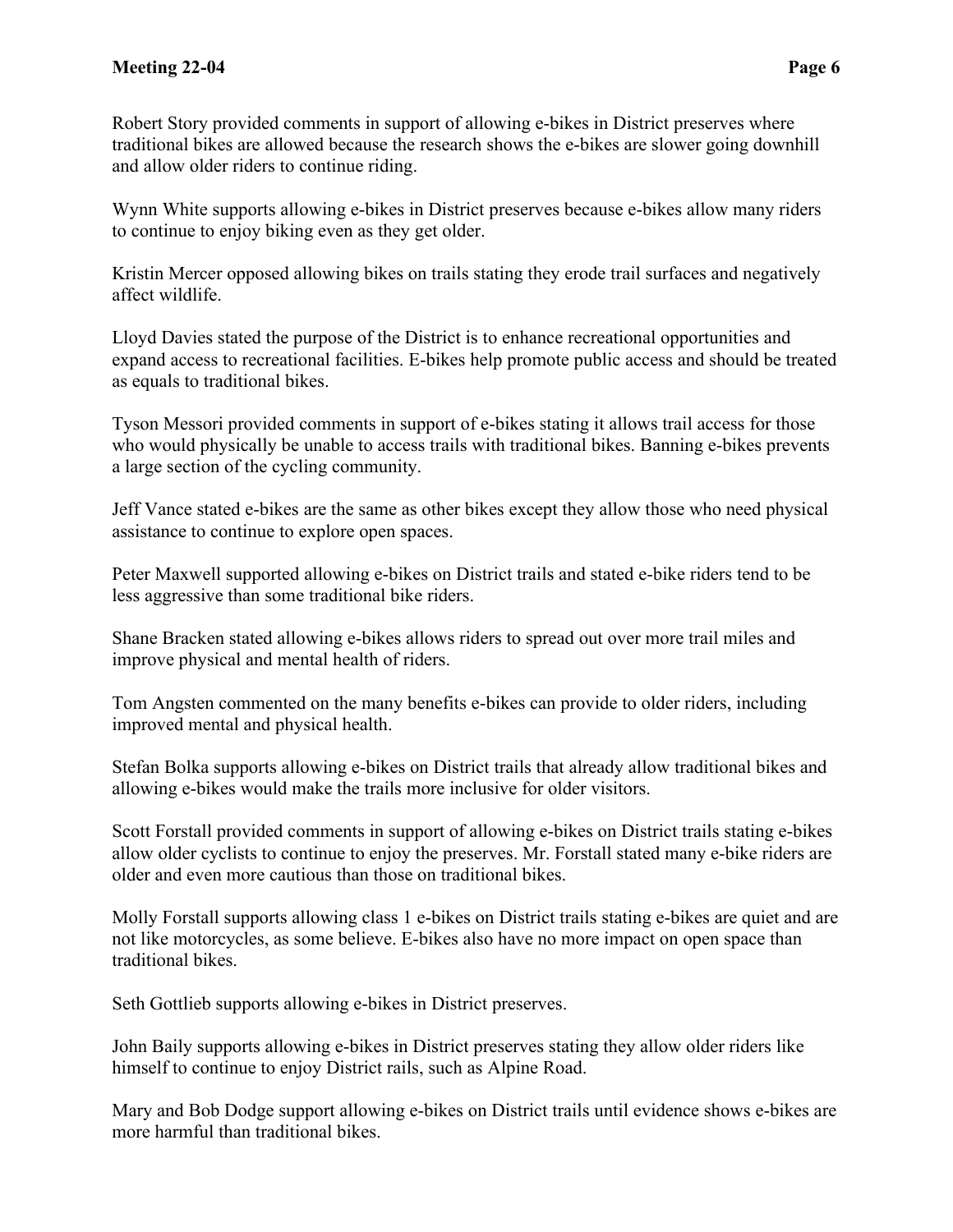Robert Story provided comments in support of allowing e-bikes in District preserves where traditional bikes are allowed because the research shows the e-bikes are slower going downhill and allow older riders to continue riding.

Wynn White supports allowing e-bikes in District preserves because e-bikes allow many riders to continue to enjoy biking even as they get older.

Kristin Mercer opposed allowing bikes on trails stating they erode trail surfaces and negatively affect wildlife.

Lloyd Davies stated the purpose of the District is to enhance recreational opportunities and expand access to recreational facilities. E-bikes help promote public access and should be treated as equals to traditional bikes.

Tyson Messori provided comments in support of e-bikes stating it allows trail access for those who would physically be unable to access trails with traditional bikes. Banning e-bikes prevents a large section of the cycling community.

Jeff Vance stated e-bikes are the same as other bikes except they allow those who need physical assistance to continue to explore open spaces.

Peter Maxwell supported allowing e-bikes on District trails and stated e-bike riders tend to be less aggressive than some traditional bike riders.

Shane Bracken stated allowing e-bikes allows riders to spread out over more trail miles and improve physical and mental health of riders.

Tom Angsten commented on the many benefits e-bikes can provide to older riders, including improved mental and physical health.

Stefan Bolka supports allowing e-bikes on District trails that already allow traditional bikes and allowing e-bikes would make the trails more inclusive for older visitors.

Scott Forstall provided comments in support of allowing e-bikes on District trails stating e-bikes allow older cyclists to continue to enjoy the preserves. Mr. Forstall stated many e-bike riders are older and even more cautious than those on traditional bikes.

Molly Forstall supports allowing class 1 e-bikes on District trails stating e-bikes are quiet and are not like motorcycles, as some believe. E-bikes also have no more impact on open space than traditional bikes.

Seth Gottlieb supports allowing e-bikes in District preserves.

John Baily supports allowing e-bikes in District preserves stating they allow older riders like himself to continue to enjoy District rails, such as Alpine Road.

Mary and Bob Dodge support allowing e-bikes on District trails until evidence shows e-bikes are more harmful than traditional bikes.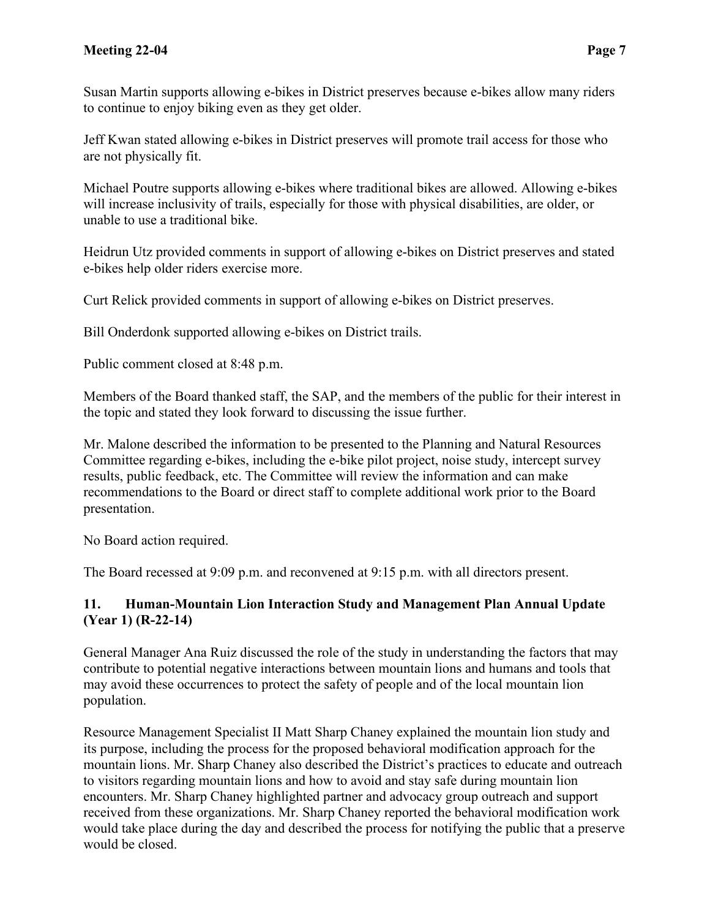Susan Martin supports allowing e-bikes in District preserves because e-bikes allow many riders to continue to enjoy biking even as they get older.

Jeff Kwan stated allowing e-bikes in District preserves will promote trail access for those who are not physically fit.

Michael Poutre supports allowing e-bikes where traditional bikes are allowed. Allowing e-bikes will increase inclusivity of trails, especially for those with physical disabilities, are older, or unable to use a traditional bike.

Heidrun Utz provided comments in support of allowing e-bikes on District preserves and stated e-bikes help older riders exercise more.

Curt Relick provided comments in support of allowing e-bikes on District preserves.

Bill Onderdonk supported allowing e-bikes on District trails.

Public comment closed at 8:48 p.m.

Members of the Board thanked staff, the SAP, and the members of the public for their interest in the topic and stated they look forward to discussing the issue further.

Mr. Malone described the information to be presented to the Planning and Natural Resources Committee regarding e-bikes, including the e-bike pilot project, noise study, intercept survey results, public feedback, etc. The Committee will review the information and can make recommendations to the Board or direct staff to complete additional work prior to the Board presentation.

No Board action required.

The Board recessed at 9:09 p.m. and reconvened at 9:15 p.m. with all directors present.

### 11. Human-Mountain Lion Interaction Study and Management Plan Annual Update (Year 1) (R-22-14)

General Manager Ana Ruiz discussed the role of the study in understanding the factors that may contribute to potential negative interactions between mountain lions and humans and tools that may avoid these occurrences to protect the safety of people and of the local mountain lion population.

Resource Management Specialist II Matt Sharp Chaney explained the mountain lion study and its purpose, including the process for the proposed behavioral modification approach for the mountain lions. Mr. Sharp Chaney also described the District's practices to educate and outreach to visitors regarding mountain lions and how to avoid and stay safe during mountain lion encounters. Mr. Sharp Chaney highlighted partner and advocacy group outreach and support received from these organizations. Mr. Sharp Chaney reported the behavioral modification work would take place during the day and described the process for notifying the public that a preserve would be closed.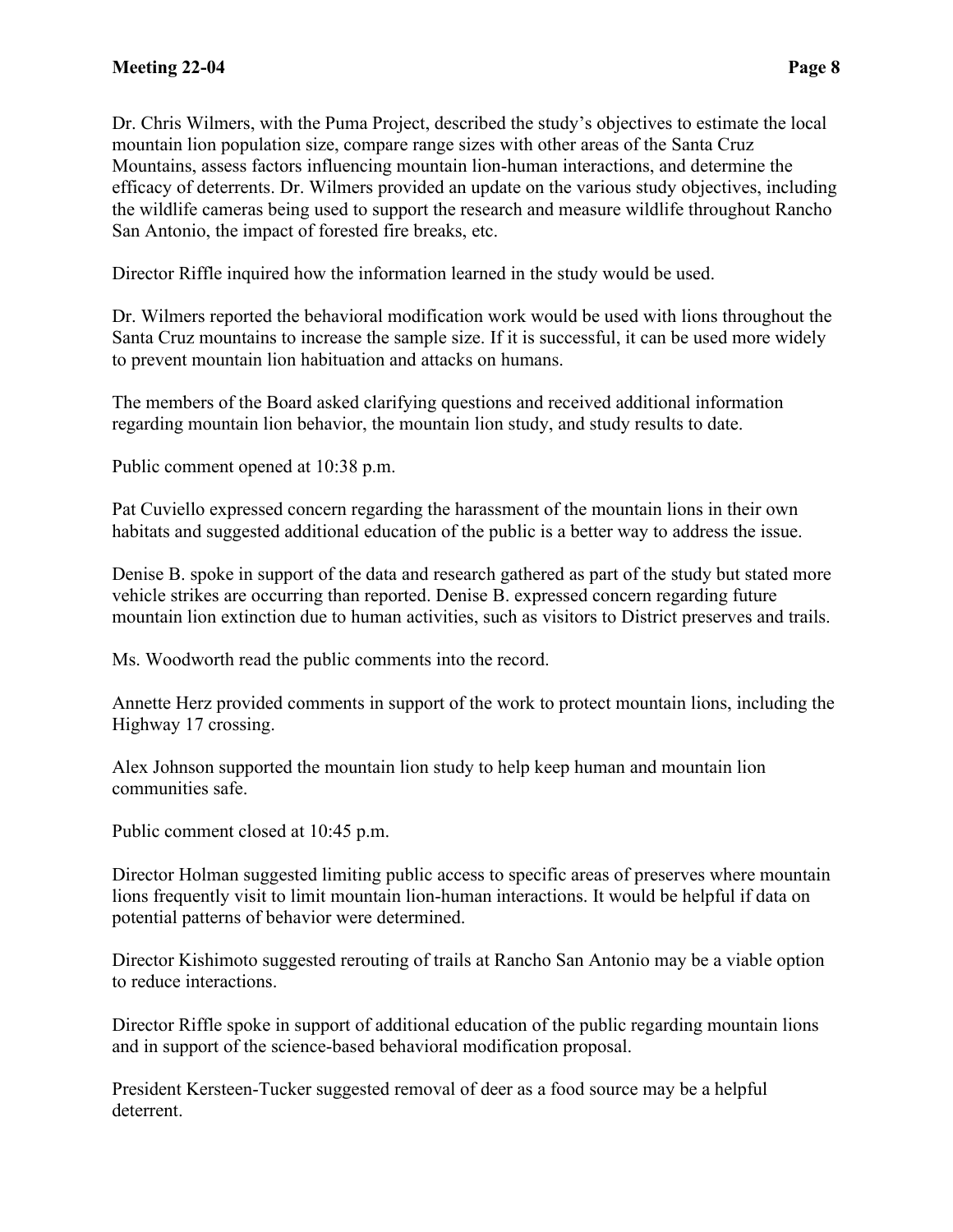Dr. Chris Wilmers, with the Puma Project, described the study's objectives to estimate the local mountain lion population size, compare range sizes with other areas of the Santa Cruz Mountains, assess factors influencing mountain lion-human interactions, and determine the efficacy of deterrents. Dr. Wilmers provided an update on the various study objectives, including the wildlife cameras being used to support the research and measure wildlife throughout Rancho San Antonio, the impact of forested fire breaks, etc.

Director Riffle inquired how the information learned in the study would be used.

Dr. Wilmers reported the behavioral modification work would be used with lions throughout the Santa Cruz mountains to increase the sample size. If it is successful, it can be used more widely to prevent mountain lion habituation and attacks on humans.

The members of the Board asked clarifying questions and received additional information regarding mountain lion behavior, the mountain lion study, and study results to date.

Public comment opened at 10:38 p.m.

Pat Cuviello expressed concern regarding the harassment of the mountain lions in their own habitats and suggested additional education of the public is a better way to address the issue.

Denise B. spoke in support of the data and research gathered as part of the study but stated more vehicle strikes are occurring than reported. Denise B. expressed concern regarding future mountain lion extinction due to human activities, such as visitors to District preserves and trails.

Ms. Woodworth read the public comments into the record.

Annette Herz provided comments in support of the work to protect mountain lions, including the Highway 17 crossing.

Alex Johnson supported the mountain lion study to help keep human and mountain lion communities safe.

Public comment closed at 10:45 p.m.

Director Holman suggested limiting public access to specific areas of preserves where mountain lions frequently visit to limit mountain lion-human interactions. It would be helpful if data on potential patterns of behavior were determined.

Director Kishimoto suggested rerouting of trails at Rancho San Antonio may be a viable option to reduce interactions.

Director Riffle spoke in support of additional education of the public regarding mountain lions and in support of the science-based behavioral modification proposal.

President Kersteen-Tucker suggested removal of deer as a food source may be a helpful deterrent.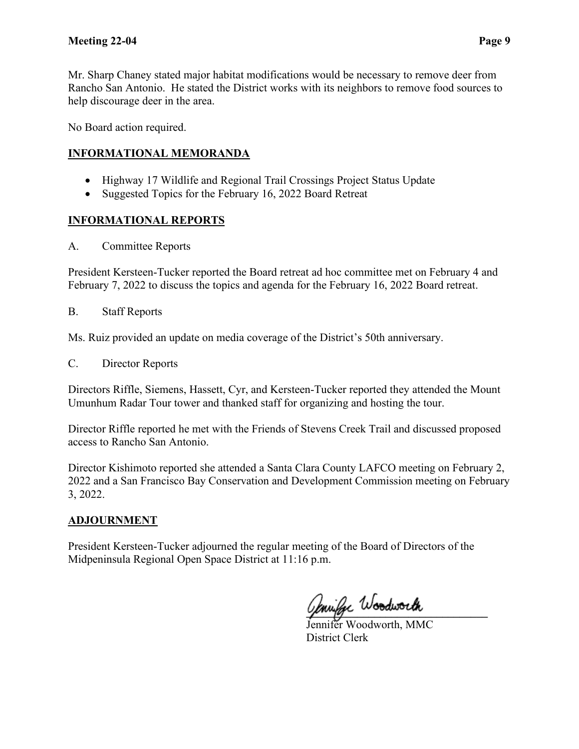Mr. Sharp Chaney stated major habitat modifications would be necessary to remove deer from Rancho San Antonio. He stated the District works with its neighbors to remove food sources to help discourage deer in the area.

No Board action required.

## INFORMATIONAL MEMORANDA

- Highway 17 Wildlife and Regional Trail Crossings Project Status Update
- Suggested Topics for the February 16, 2022 Board Retreat

## INFORMATIONAL REPORTS

A. Committee Reports

President Kersteen-Tucker reported the Board retreat ad hoc committee met on February 4 and February 7, 2022 to discuss the topics and agenda for the February 16, 2022 Board retreat.

B. Staff Reports

Ms. Ruiz provided an update on media coverage of the District's 50th anniversary.

C. Director Reports

Directors Riffle, Siemens, Hassett, Cyr, and Kersteen-Tucker reported they attended the Mount Umunhum Radar Tour tower and thanked staff for organizing and hosting the tour.

Director Riffle reported he met with the Friends of Stevens Creek Trail and discussed proposed access to Rancho San Antonio.

Director Kishimoto reported she attended a Santa Clara County LAFCO meeting on February 2, 2022 and a San Francisco Bay Conservation and Development Commission meeting on February 3, 2022.

## ADJOURNMENT

President Kersteen-Tucker adjourned the regular meeting of the Board of Directors of the Midpeninsula Regional Open Space District at 11:16 p.m.

Jennifer Woodworth

Jennifer Woodworth, MMC
District Clerk